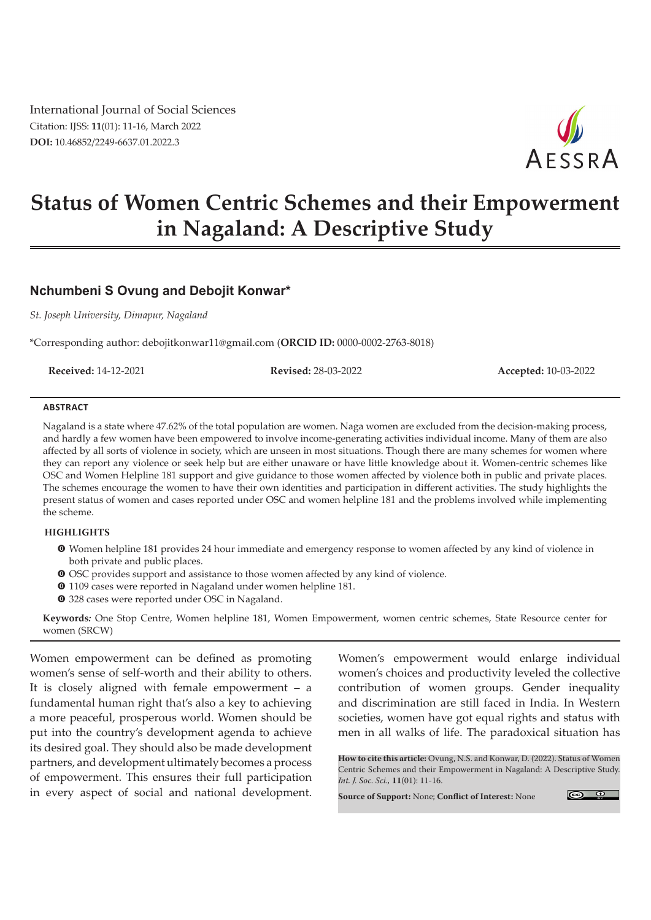International Journal of Social Sciences
Citation: IJSS: **11**(01): 11-16, March 2022
**DOI:** 10.46852/2249-6637.01.2022.3

# Status of Women Centric Schemes and their Empowerment in Nagaland: A Descriptive Study

**Nchumbeni S Ovung and Debojit Konwar***

*St. Joseph University, Dimapur, Nagaland*

*Corresponding author: debojitkonwar11@gmail.com (**ORCID ID:** 0000-0002-2763-8018)

**Received:** 14-12-2021 **Revised:** 28-03-2022 **Accepted:** 10-03-2022

## ABSTRACT

Nagaland is a state where 47.62% of the total population are women. Naga women are excluded from the decision-making process, and hardly a few women have been empowered to involve income-generating activities individual income. Many of them are also affected by all sorts of violence in society, which are unseen in most situations. Though there are many schemes for women where they can report any violence or seek help but are either unaware or have little knowledge about it. Women-centric schemes like OSC and Women Helpline 181 support and give guidance to those women affected by violence both in public and private places. The schemes encourage the women to have their own identities and participation in different activities. The study highlights the present status of women and cases reported under OSC and women helpline 181 and the problems involved while implementing the scheme.

## HIGHLIGHTS

- Women helpline 181 provides 24 hour immediate and emergency response to women affected by any kind of violence in both private and public places.
- OSC provides support and assistance to those women affected by any kind of violence.
- 1109 cases were reported in Nagaland under women helpline 181.
- 328 cases were reported under OSC in Nagaland.

**Keywords:** One Stop Centre, Women helpline 181, Women Empowerment, women centric schemes, State Resource center for women (SRCW)

Women empowerment can be defined as promoting women's sense of self-worth and their ability to others. It is closely aligned with female empowerment – a fundamental human right that's also a key to achieving a more peaceful, prosperous world. Women should be put into the country's development agenda to achieve its desired goal. They should also be made development partners, and development ultimately becomes a process of empowerment. This ensures their full participation in every aspect of social and national development. Women's empowerment would enlarge individual women's choices and productivity leveled the collective contribution of women groups. Gender inequality and discrimination are still faced in India. In Western societies, women have got equal rights and status with men in all walks of life. The paradoxical situation has

**How to cite this article:** Ovung, N.S. and Konwar, D. (2022). Status of Women Centric Schemes and their Empowerment in Nagaland: A Descriptive Study. *Int. J. Soc. Sci.*, **11**(01): 11-16.

**Source of Support:** None; **Conflict of Interest:** None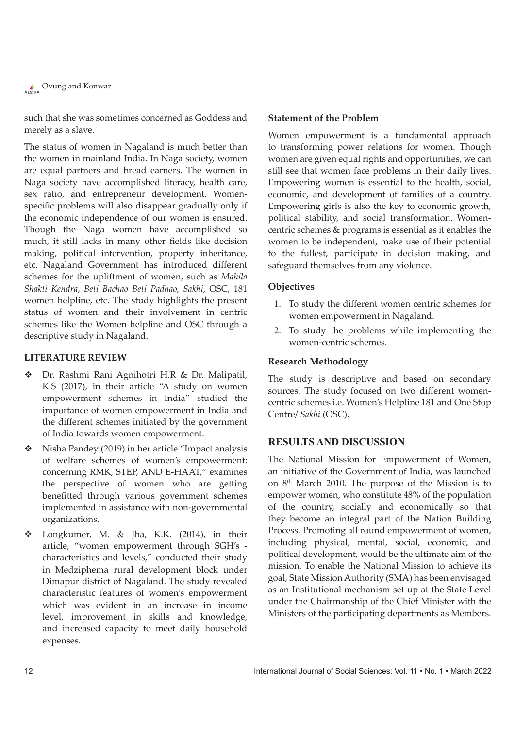such that she was sometimes concerned as Goddess and merely as a slave.

The status of women in Nagaland is much better than the women in mainland India. In Naga society, women are equal partners and bread earners. The women in Naga society have accomplished literacy, health care, sex ratio, and entrepreneur development. Women-specific problems will also disappear gradually only if the economic independence of our women is ensured. Though the Naga women have accomplished so much, it still lacks in many other fields like decision making, political intervention, property inheritance, etc. Nagaland Government has introduced different schemes for the upliftment of women, such as *Mahila Shakti Kendra, Beti Bachao Beti Padhao, Sakhi*, OSC, 181 women helpline, etc. The study highlights the present status of women and their involvement in centric schemes like the Women helpline and OSC through a descriptive study in Nagaland.

## LITERATURE REVIEW

- Dr. Rashmi Rani Agnihotri H.R & Dr. Malipatil, K.S (2017), in their article "A study on women empowerment schemes in India" studied the importance of women empowerment in India and the different schemes initiated by the government of India towards women empowerment.
- Nisha Pandey (2019) in her article "Impact analysis of welfare schemes of women's empowerment: concerning RMK, STEP, AND E-HAAT," examines the perspective of women who are getting benefitted through various government schemes implemented in assistance with non-governmental organizations.
- Longkumer, M. & Jha, K.K. (2014), in their article, "women empowerment through SGH's - characteristics and levels," conducted their study in Medziphema rural development block under Dimapur district of Nagaland. The study revealed characteristic features of women's empowerment which was evident in an increase in income level, improvement in skills and knowledge, and increased capacity to meet daily household expenses.

### Statement of the Problem

Women empowerment is a fundamental approach to transforming power relations for women. Though women are given equal rights and opportunities, we can still see that women face problems in their daily lives. Empowering women is essential to the health, social, economic, and development of families of a country. Empowering girls is also the key to economic growth, political stability, and social transformation. Women-centric schemes & programs is essential as it enables the women to be independent, make use of their potential to the fullest, participate in decision making, and safeguard themselves from any violence.

### Objectives

1. To study the different women centric schemes for women empowerment in Nagaland.
2. To study the problems while implementing the women-centric schemes.

### Research Methodology

The study is descriptive and based on secondary sources. The study focused on two different women-centric schemes i.e. Women's Helpline 181 and One Stop Centre/ *Sakhi* (OSC).

## RESULTS AND DISCUSSION

The National Mission for Empowerment of Women, an initiative of the Government of India, was launched on 8th March 2010. The purpose of the Mission is to empower women, who constitute 48% of the population of the country, socially and economically so that they become an integral part of the Nation Building Process. Promoting all round empowerment of women, including physical, mental, social, economic, and political development, would be the ultimate aim of the mission. To enable the National Mission to achieve its goal, State Mission Authority (SMA) has been envisaged as an Institutional mechanism set up at the State Level under the Chairmanship of the Chief Minister with the Ministers of the participating departments as Members.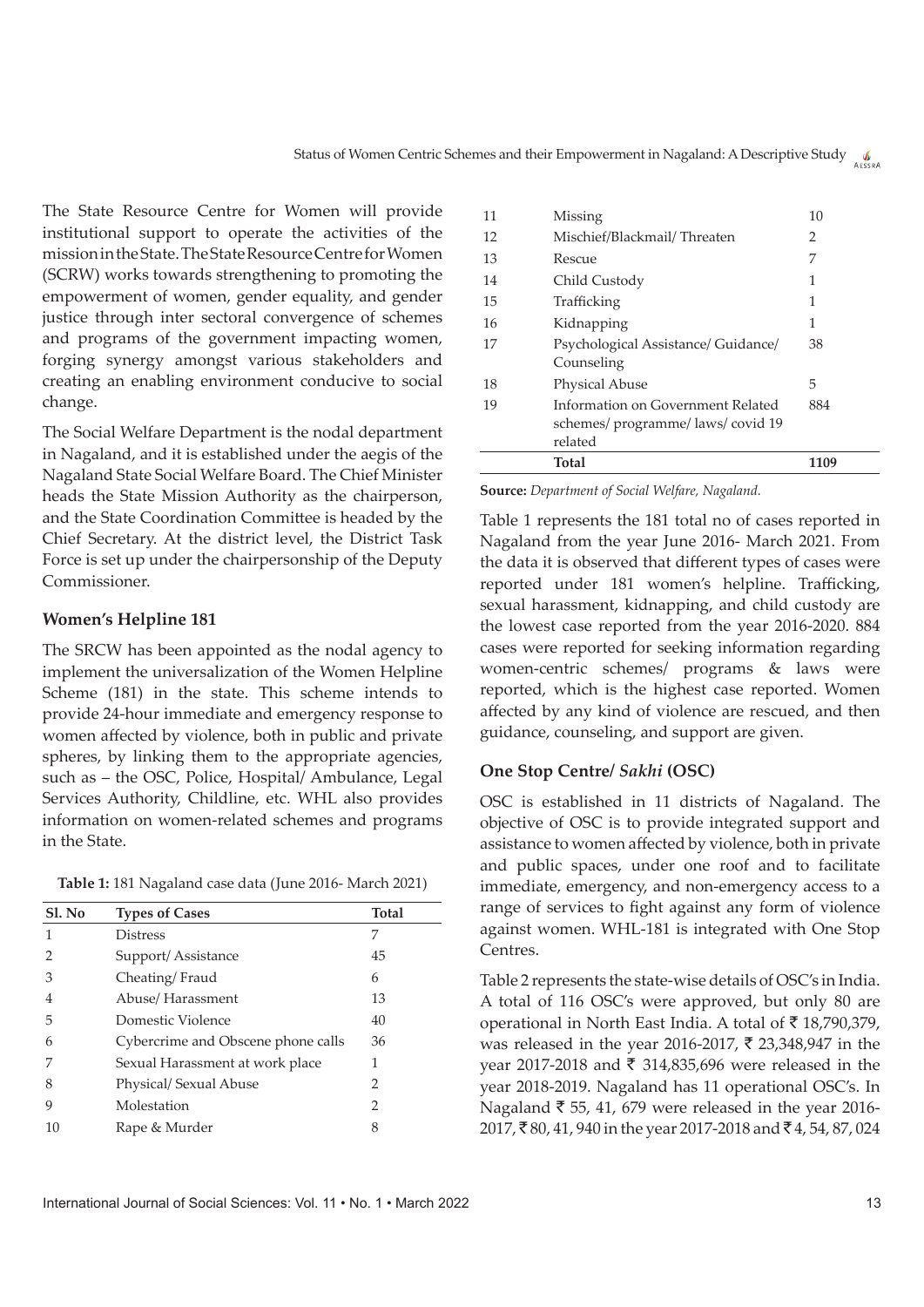The State Resource Centre for Women will provide institutional support to operate the activities of the mission in the State. The State Resource Centre for Women (SCRW) works towards strengthening to promoting the empowerment of women, gender equality, and gender justice through inter sectoral convergence of schemes and programs of the government impacting women, forging synergy amongst various stakeholders and creating an enabling environment conducive to social change.

The Social Welfare Department is the nodal department in Nagaland, and it is established under the aegis of the Nagaland State Social Welfare Board. The Chief Minister heads the State Mission Authority as the chairperson, and the State Coordination Committee is headed by the Chief Secretary. At the district level, the District Task Force is set up under the chairpersonship of the Deputy Commissioner.

### Women's Helpline 181

The SRCW has been appointed as the nodal agency to implement the universalization of the Women Helpline Scheme (181) in the state. This scheme intends to provide 24-hour immediate and emergency response to women affected by violence, both in public and private spheres, by linking them to the appropriate agencies, such as – the OSC, Police, Hospital/ Ambulance, Legal Services Authority, Childline, etc. WHL also provides information on women-related schemes and programs in the State.

**Table 1:** 181 Nagaland case data (June 2016- March 2021)

| Sl. No | Types of Cases | Total |
|---|---|---|
| 1 | Distress | 7 |
| 2 | Support/ Assistance | 45 |
| 3 | Cheating/ Fraud | 6 |
| 4 | Abuse/ Harassment | 13 |
| 5 | Domestic Violence | 40 |
| 6 | Cybercrime and Obscene phone calls | 36 |
| 7 | Sexual Harassment at work place | 1 |
| 8 | Physical/ Sexual Abuse | 2 |
| 9 | Molestation | 2 |
| 10 | Rape & Murder | 8 |
| 11 | Missing | 10 |
| 12 | Mischief/Blackmail/ Threaten | 2 |
| 13 | Rescue | 7 |
| 14 | Child Custody | 1 |
| 15 | Trafficking | 1 |
| 16 | Kidnapping | 1 |
| 17 | Psychological Assistance/ Guidance/ Counseling | 38 |
| 18 | Physical Abuse | 5 |
| 19 | Information on Government Related schemes/ programme/ laws/ covid 19 related | 884 |
| | **Total** | **1109** |

**Source:** *Department of Social Welfare, Nagaland.*

Table 1 represents the 181 total no of cases reported in Nagaland from the year June 2016- March 2021. From the data it is observed that different types of cases were reported under 181 women's helpline. Trafficking, sexual harassment, kidnapping, and child custody are the lowest case reported from the year 2016-2020. 884 cases were reported for seeking information regarding women-centric schemes/ programs & laws were reported, which is the highest case reported. Women affected by any kind of violence are rescued, and then guidance, counseling, and support are given.

### One Stop Centre/ *Sakhi* (OSC)

OSC is established in 11 districts of Nagaland. The objective of OSC is to provide integrated support and assistance to women affected by violence, both in private and public spaces, under one roof and to facilitate immediate, emergency, and non-emergency access to a range of services to fight against any form of violence against women. WHL-181 is integrated with One Stop Centres.

Table 2 represents the state-wise details of OSC's in India. A total of 116 OSC's were approved, but only 80 are operational in North East India. A total of ₹ 18,790,379, was released in the year 2016-2017, ₹ 23,348,947 in the year 2017-2018 and ₹ 314,835,696 were released in the year 2018-2019. Nagaland has 11 operational OSC's. In Nagaland ₹ 55, 41, 679 were released in the year 2016-2017, ₹ 80, 41, 940 in the year 2017-2018 and ₹ 4, 54, 87, 024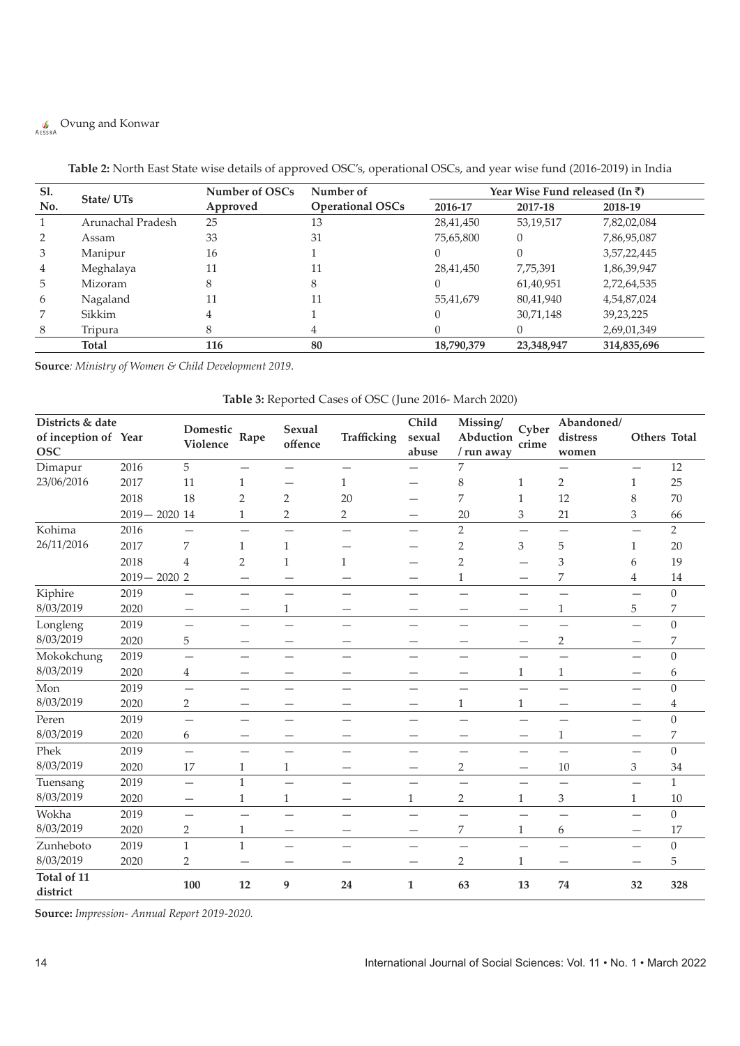**Table 2:** North East State wise details of approved OSC's, operational OSCs, and year wise fund (2016-2019) in India

| Sl. No. | State/ UTs | Number of OSCs Approved | Number of Operational OSCs | Year Wise Fund released (In ₹) | | |
|---|---|---|---|---|---|---|
| | | | | 2016-17 | 2017-18 | 2018-19 |
| 1 | Arunachal Pradesh | 25 | 13 | 28,41,450 | 53,19,517 | 7,82,02,084 |
| 2 | Assam | 33 | 31 | 75,65,800 | 0 | 7,86,95,087 |
| 3 | Manipur | 16 | 1 | 0 | 0 | 3,57,22,445 |
| 4 | Meghalaya | 11 | 11 | 28,41,450 | 7,75,391 | 1,86,39,947 |
| 5 | Mizoram | 8 | 8 | 0 | 61,40,951 | 2,72,64,535 |
| 6 | Nagaland | 11 | 11 | 55,41,679 | 80,41,940 | 4,54,87,024 |
| 7 | Sikkim | 4 | 1 | 0 | 30,71,148 | 39,23,225 |
| 8 | Tripura | 8 | 4 | 0 | 0 | 2,69,01,349 |
| | **Total** | **116** | **80** | **18,790,379** | **23,348,947** | **314,835,696** |

**Source***: Ministry of Women & Child Development 2019.*

**Table 3:** Reported Cases of OSC (June 2016- March 2020)

| Districts & date of inception of OSC | Year | Domestic Violence | Rape | Sexual offence | Trafficking | Child sexual abuse | Missing/ Abduction / run away | Cyber crime | Abandoned/ distress women | Others | Total |
|---|---|---|---|---|---|---|---|---|---|---|---|
| Dimapur | 2016 | 5 | — | — | — | — | 7 | | — | — | 12 |
| 23/06/2016 | 2017 | 11 | 1 | — | 1 | — | 8 | 1 | 2 | 1 | 25 |
| | 2018 | 18 | 2 | 2 | 20 | — | 7 | 1 | 12 | 8 | 70 |
| | 2019— 2020 | 14 | 1 | 2 | 2 | — | 20 | 3 | 21 | 3 | 66 |
| Kohima | 2016 | — | — | — | — | — | 2 | — | — | — | 2 |
| 26/11/2016 | 2017 | 7 | 1 | 1 | — | — | 2 | 3 | 5 | 1 | 20 |
| | 2018 | 4 | 2 | 1 | 1 | — | 2 | — | 3 | 6 | 19 |
| | 2019— 2020 | 2 | — | — | — | — | 1 | — | 7 | 4 | 14 |
| Kiphire | 2019 | — | — | — | — | — | — | — | — | — | 0 |
| 8/03/2019 | 2020 | — | — | 1 | — | — | — | — | 1 | 5 | 7 |
| Longleng | 2019 | — | — | — | — | — | — | — | — | — | 0 |
| 8/03/2019 | 2020 | 5 | — | — | — | — | — | — | 2 | — | 7 |
| Mokokchung | 2019 | — | — | — | — | — | — | — | — | — | 0 |
| 8/03/2019 | 2020 | 4 | — | — | — | — | — | 1 | 1 | — | 6 |
| Mon | 2019 | — | — | — | — | — | — | — | — | — | 0 |
| 8/03/2019 | 2020 | 2 | — | — | — | — | 1 | 1 | — | — | 4 |
| Peren | 2019 | — | — | — | — | — | — | — | — | — | 0 |
| 8/03/2019 | 2020 | 6 | — | — | — | — | — | — | 1 | — | 7 |
| Phek | 2019 | — | — | — | — | — | — | — | — | — | 0 |
| 8/03/2019 | 2020 | 17 | 1 | 1 | — | — | 2 | — | 10 | 3 | 34 |
| Tuensang | 2019 | — | 1 | — | — | — | — | — | — | — | 1 |
| 8/03/2019 | 2020 | — | 1 | 1 | — | 1 | 2 | 1 | 3 | 1 | 10 |
| Wokha | 2019 | — | — | — | — | — | — | — | — | — | 0 |
| 8/03/2019 | 2020 | 2 | 1 | — | — | — | 7 | 1 | 6 | — | 17 |
| Zunheboto | 2019 | 1 | 1 | — | — | — | — | — | — | — | 0 |
| 8/03/2019 | 2020 | 2 | — | — | — | — | 2 | 1 | — | — | 5 |
| **Total of 11 district** | | **100** | **12** | **9** | **24** | **1** | **63** | **13** | **74** | **32** | **328** |

**Source:** *Impression- Annual Report 2019-2020.*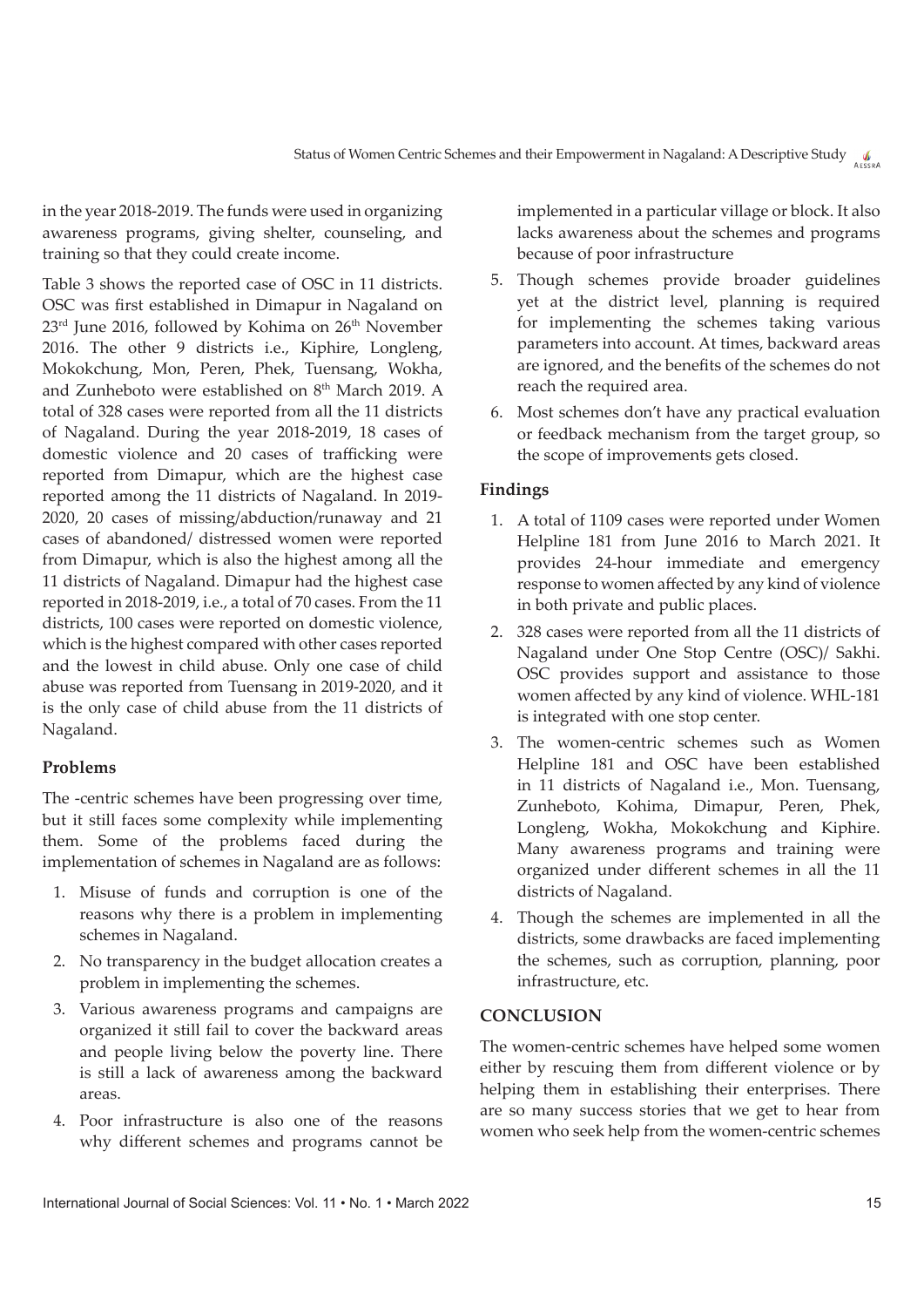in the year 2018-2019. The funds were used in organizing awareness programs, giving shelter, counseling, and training so that they could create income.

Table 3 shows the reported case of OSC in 11 districts. OSC was first established in Dimapur in Nagaland on 23rd June 2016, followed by Kohima on 26th November 2016. The other 9 districts i.e., Kiphire, Longleng, Mokokchung, Mon, Peren, Phek, Tuensang, Wokha, and Zunheboto were established on 8th March 2019. A total of 328 cases were reported from all the 11 districts of Nagaland. During the year 2018-2019, 18 cases of domestic violence and 20 cases of trafficking were reported from Dimapur, which are the highest case reported among the 11 districts of Nagaland. In 2019-2020, 20 cases of missing/abduction/runaway and 21 cases of abandoned/ distressed women were reported from Dimapur, which is also the highest among all the 11 districts of Nagaland. Dimapur had the highest case reported in 2018-2019, i.e., a total of 70 cases. From the 11 districts, 100 cases were reported on domestic violence, which is the highest compared with other cases reported and the lowest in child abuse. Only one case of child abuse was reported from Tuensang in 2019-2020, and it is the only case of child abuse from the 11 districts of Nagaland.

### Problems

The -centric schemes have been progressing over time, but it still faces some complexity while implementing them. Some of the problems faced during the implementation of schemes in Nagaland are as follows:

1. Misuse of funds and corruption is one of the reasons why there is a problem in implementing schemes in Nagaland.
2. No transparency in the budget allocation creates a problem in implementing the schemes.
3. Various awareness programs and campaigns are organized it still fail to cover the backward areas and people living below the poverty line. There is still a lack of awareness among the backward areas.
4. Poor infrastructure is also one of the reasons why different schemes and programs cannot be implemented in a particular village or block. It also lacks awareness about the schemes and programs because of poor infrastructure
5. Though schemes provide broader guidelines yet at the district level, planning is required for implementing the schemes taking various parameters into account. At times, backward areas are ignored, and the benefits of the schemes do not reach the required area.
6. Most schemes don't have any practical evaluation or feedback mechanism from the target group, so the scope of improvements gets closed.

### Findings

1. A total of 1109 cases were reported under Women Helpline 181 from June 2016 to March 2021. It provides 24-hour immediate and emergency response to women affected by any kind of violence in both private and public places.
2. 328 cases were reported from all the 11 districts of Nagaland under One Stop Centre (OSC)/ Sakhi. OSC provides support and assistance to those women affected by any kind of violence. WHL-181 is integrated with one stop center.
3. The women-centric schemes such as Women Helpline 181 and OSC have been established in 11 districts of Nagaland i.e., Mon. Tuensang, Zunheboto, Kohima, Dimapur, Peren, Phek, Longleng, Wokha, Mokokchung and Kiphire. Many awareness programs and training were organized under different schemes in all the 11 districts of Nagaland.
4. Though the schemes are implemented in all the districts, some drawbacks are faced implementing the schemes, such as corruption, planning, poor infrastructure, etc.

## CONCLUSION

The women-centric schemes have helped some women either by rescuing them from different violence or by helping them in establishing their enterprises. There are so many success stories that we get to hear from women who seek help from the women-centric schemes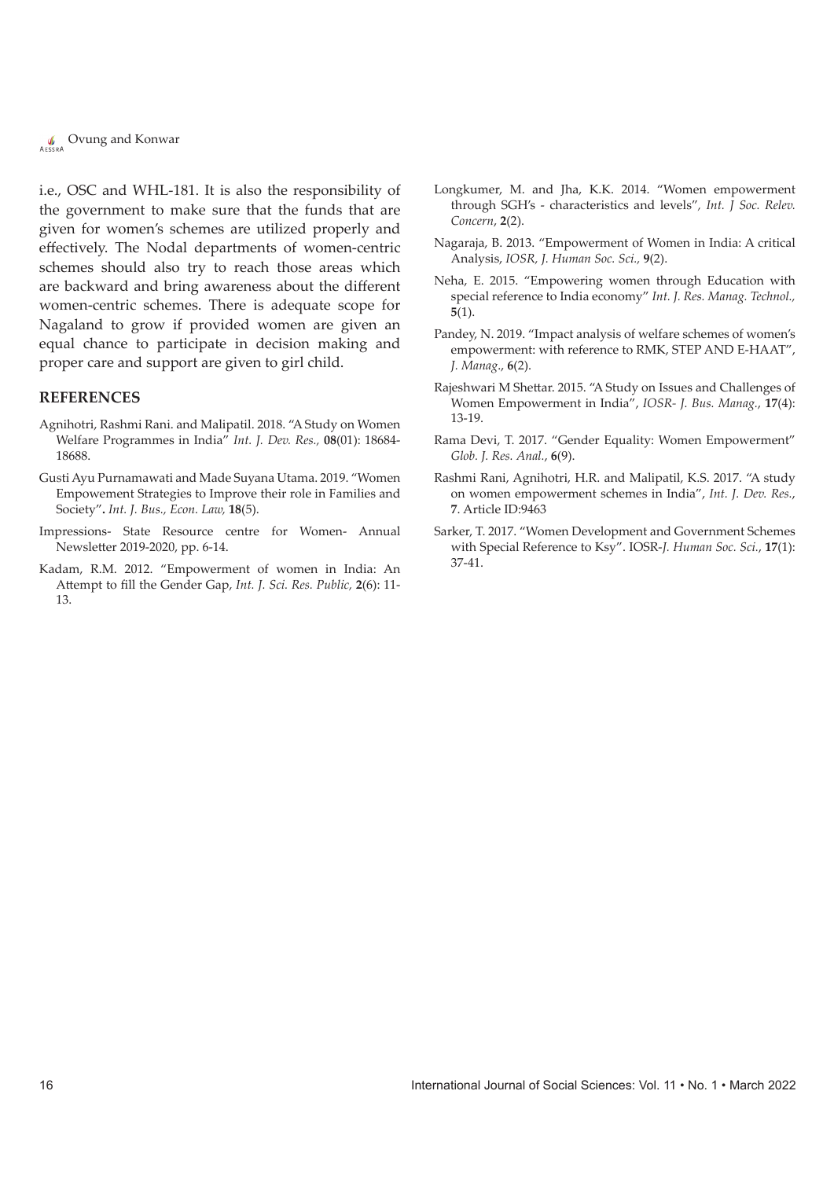i.e., OSC and WHL-181. It is also the responsibility of the government to make sure that the funds that are given for women's schemes are utilized properly and effectively. The Nodal departments of women-centric schemes should also try to reach those areas which are backward and bring awareness about the different women-centric schemes. There is adequate scope for Nagaland to grow if provided women are given an equal chance to participate in decision making and proper care and support are given to girl child.

## REFERENCES

Agnihotri, Rashmi Rani. and Malipatil. 2018. "A Study on Women Welfare Programmes in India" *Int. J. Dev. Res.,* **08**(01): 18684-18688.

Gusti Ayu Purnamawati and Made Suyana Utama. 2019. "Women Empowement Strategies to Improve their role in Families and Society"**.** *Int. J. Bus., Econ. Law,* **18**(5).

Impressions- State Resource centre for Women- Annual Newsletter 2019-2020, pp. 6-14.

Kadam, R.M. 2012. "Empowerment of women in India: An Attempt to fill the Gender Gap, *Int. J. Sci. Res. Public,* **2**(6): 11-13.

Longkumer, M. and Jha, K.K. 2014. "Women empowerment through SGH's - characteristics and levels", *Int. J Soc. Relev. Concern*, **2**(2).

Nagaraja, B. 2013. "Empowerment of Women in India: A critical Analysis, *IOSR, J. Human Soc. Sci.,* **9**(2).

Neha, E. 2015. "Empowering women through Education with special reference to India economy" *Int. J. Res. Manag. Technol.,* **5**(1).

Pandey, N. 2019. "Impact analysis of welfare schemes of women's empowerment: with reference to RMK, STEP AND E-HAAT", *J. Manag.*, **6**(2).

Rajeshwari M Shettar. 2015. "A Study on Issues and Challenges of Women Empowerment in India", *IOSR- J. Bus. Manag.*, **17**(4): 13-19.

Rama Devi, T. 2017. "Gender Equality: Women Empowerment" *Glob. J. Res. Anal.*, **6**(9).

Rashmi Rani, Agnihotri, H.R. and Malipatil, K.S. 2017. "A study on women empowerment schemes in India", *Int. J. Dev. Res.*, **7**. Article ID:9463

Sarker, T. 2017. "Women Development and Government Schemes with Special Reference to Ksy". IOSR-*J. Human Soc. Sci.*, **17**(1): 37-41.